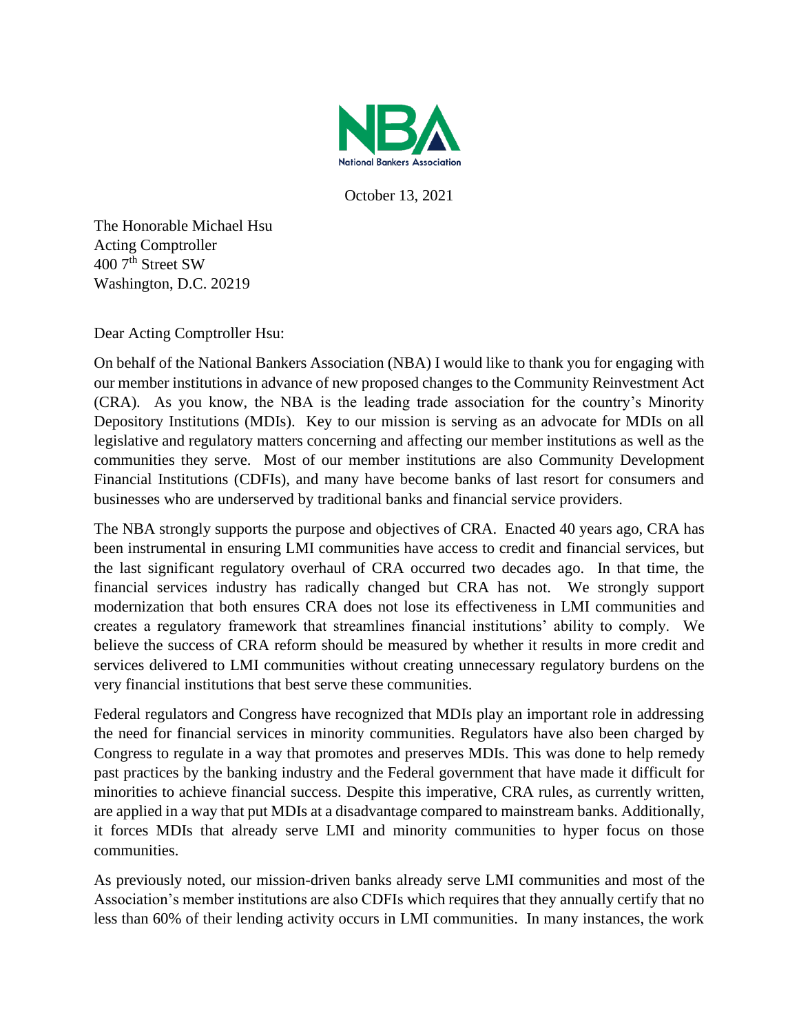National Bankers Association

October 13, 2021

The Honorable Michael Hsu  
Acting Comptroller  
400 7th Street SW  
Washington, D.C. 20219

Dear Acting Comptroller Hsu:

On behalf of the National Bankers Association (NBA) I would like to thank you for engaging with our member institutions in advance of new proposed changes to the Community Reinvestment Act (CRA). As you know, the NBA is the leading trade association for the country's Minority Depository Institutions (MDIs). Key to our mission is serving as an advocate for MDIs on all legislative and regulatory matters concerning and affecting our member institutions as well as the communities they serve. Most of our member institutions are also Community Development Financial Institutions (CDFIs), and many have become banks of last resort for consumers and businesses who are underserved by traditional banks and financial service providers.

The NBA strongly supports the purpose and objectives of CRA. Enacted 40 years ago, CRA has been instrumental in ensuring LMI communities have access to credit and financial services, but the last significant regulatory overhaul of CRA occurred two decades ago. In that time, the financial services industry has radically changed but CRA has not. We strongly support modernization that both ensures CRA does not lose its effectiveness in LMI communities and creates a regulatory framework that streamlines financial institutions' ability to comply. We believe the success of CRA reform should be measured by whether it results in more credit and services delivered to LMI communities without creating unnecessary regulatory burdens on the very financial institutions that best serve these communities.

Federal regulators and Congress have recognized that MDIs play an important role in addressing the need for financial services in minority communities. Regulators have also been charged by Congress to regulate in a way that promotes and preserves MDIs. This was done to help remedy past practices by the banking industry and the Federal government that have made it difficult for minorities to achieve financial success. Despite this imperative, CRA rules, as currently written, are applied in a way that put MDIs at a disadvantage compared to mainstream banks. Additionally, it forces MDIs that already serve LMI and minority communities to hyper focus on those communities.

As previously noted, our mission-driven banks already serve LMI communities and most of the Association's member institutions are also CDFIs which requires that they annually certify that no less than 60% of their lending activity occurs in LMI communities. In many instances, the work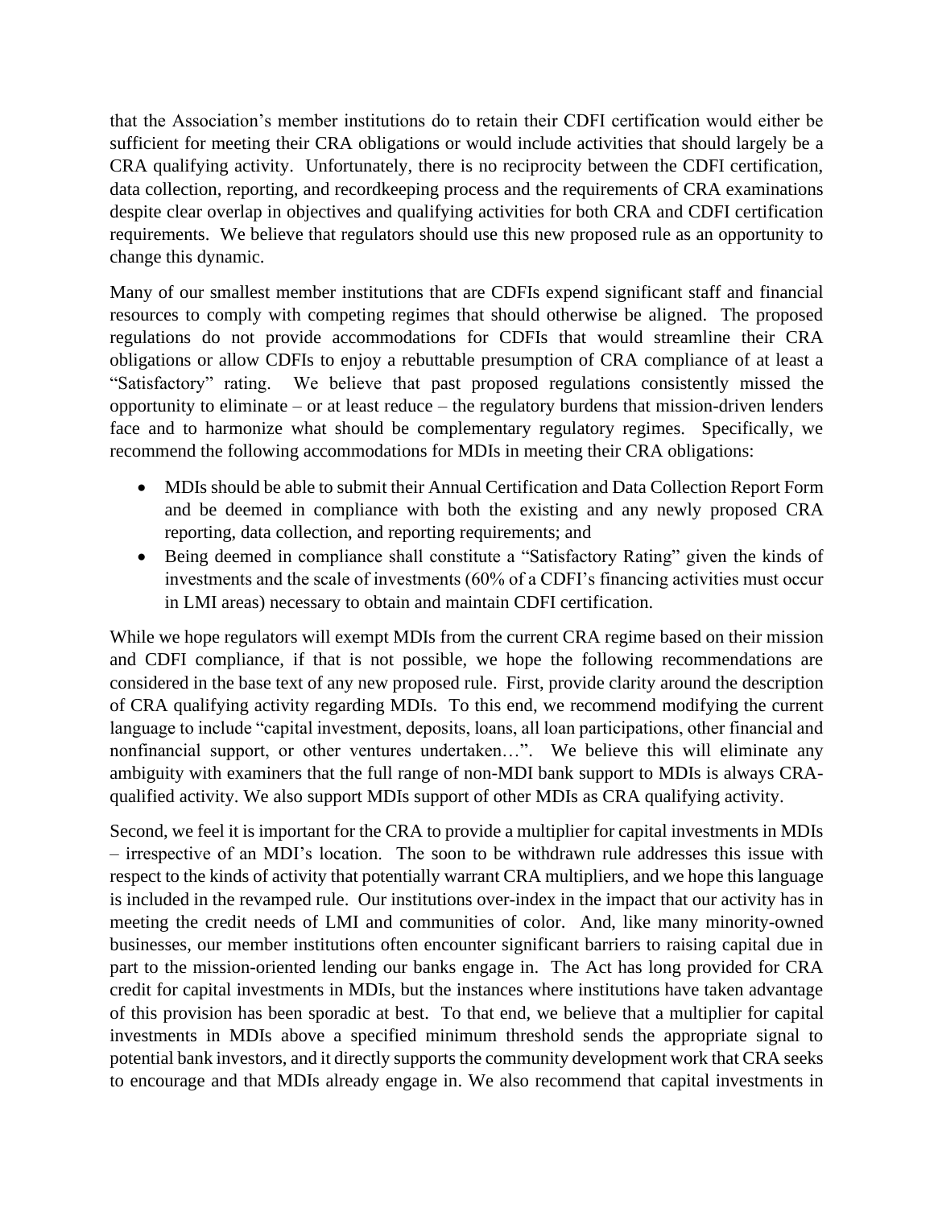that the Association's member institutions do to retain their CDFI certification would either be sufficient for meeting their CRA obligations or would include activities that should largely be a CRA qualifying activity. Unfortunately, there is no reciprocity between the CDFI certification, data collection, reporting, and recordkeeping process and the requirements of CRA examinations despite clear overlap in objectives and qualifying activities for both CRA and CDFI certification requirements. We believe that regulators should use this new proposed rule as an opportunity to change this dynamic.

Many of our smallest member institutions that are CDFIs expend significant staff and financial resources to comply with competing regimes that should otherwise be aligned. The proposed regulations do not provide accommodations for CDFIs that would streamline their CRA obligations or allow CDFIs to enjoy a rebuttable presumption of CRA compliance of at least a "Satisfactory" rating. We believe that past proposed regulations consistently missed the opportunity to eliminate – or at least reduce – the regulatory burdens that mission-driven lenders face and to harmonize what should be complementary regulatory regimes. Specifically, we recommend the following accommodations for MDIs in meeting their CRA obligations:

- MDIs should be able to submit their Annual Certification and Data Collection Report Form and be deemed in compliance with both the existing and any newly proposed CRA reporting, data collection, and reporting requirements; and
- Being deemed in compliance shall constitute a "Satisfactory Rating" given the kinds of investments and the scale of investments (60% of a CDFI's financing activities must occur in LMI areas) necessary to obtain and maintain CDFI certification.

While we hope regulators will exempt MDIs from the current CRA regime based on their mission and CDFI compliance, if that is not possible, we hope the following recommendations are considered in the base text of any new proposed rule. First, provide clarity around the description of CRA qualifying activity regarding MDIs. To this end, we recommend modifying the current language to include "capital investment, deposits, loans, all loan participations, other financial and nonfinancial support, or other ventures undertaken…". We believe this will eliminate any ambiguity with examiners that the full range of non-MDI bank support to MDIs is always CRA-qualified activity. We also support MDIs support of other MDIs as CRA qualifying activity.

Second, we feel it is important for the CRA to provide a multiplier for capital investments in MDIs – irrespective of an MDI's location. The soon to be withdrawn rule addresses this issue with respect to the kinds of activity that potentially warrant CRA multipliers, and we hope this language is included in the revamped rule. Our institutions over-index in the impact that our activity has in meeting the credit needs of LMI and communities of color. And, like many minority-owned businesses, our member institutions often encounter significant barriers to raising capital due in part to the mission-oriented lending our banks engage in. The Act has long provided for CRA credit for capital investments in MDIs, but the instances where institutions have taken advantage of this provision has been sporadic at best. To that end, we believe that a multiplier for capital investments in MDIs above a specified minimum threshold sends the appropriate signal to potential bank investors, and it directly supports the community development work that CRA seeks to encourage and that MDIs already engage in. We also recommend that capital investments in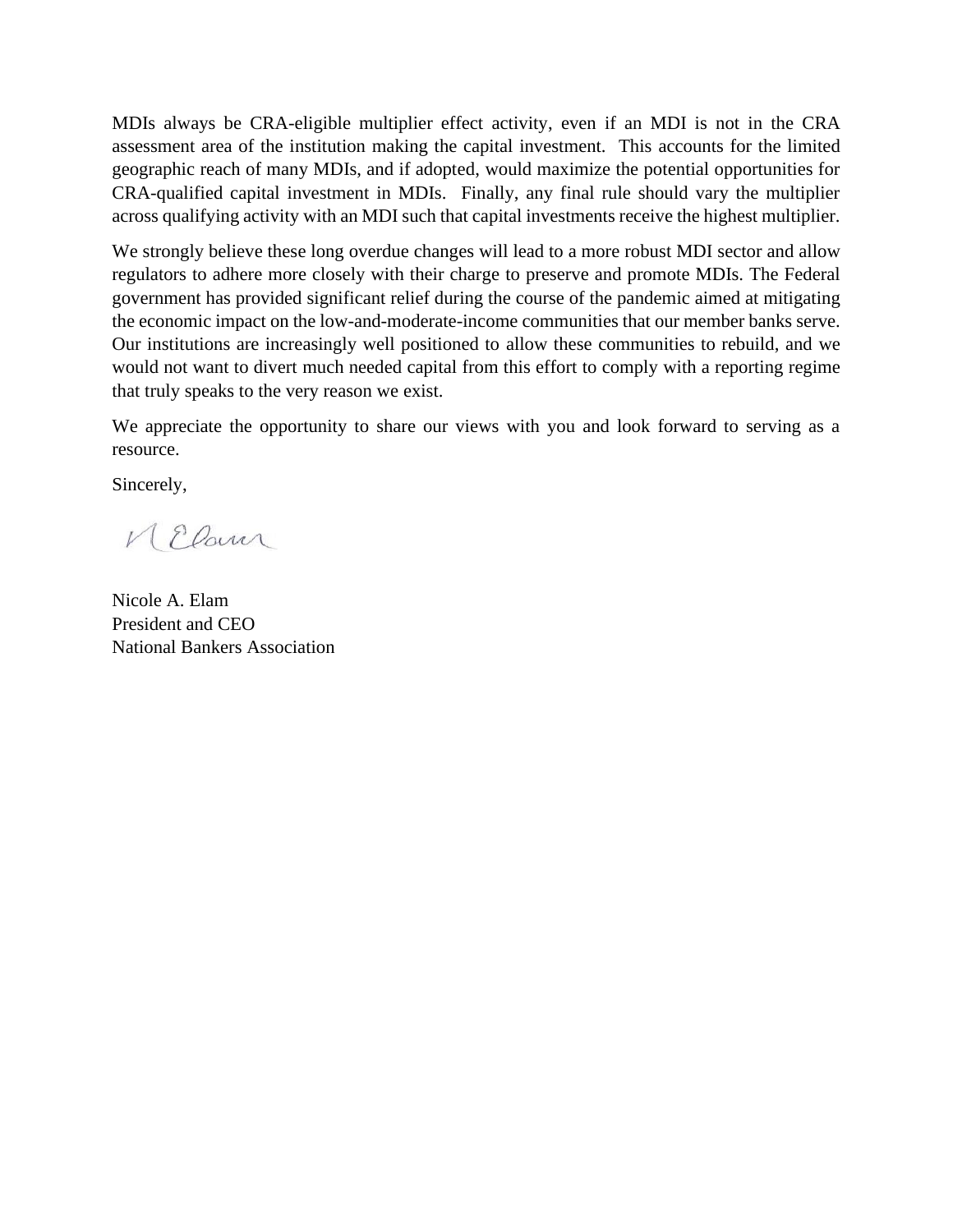MDIs always be CRA-eligible multiplier effect activity, even if an MDI is not in the CRA assessment area of the institution making the capital investment. This accounts for the limited geographic reach of many MDIs, and if adopted, would maximize the potential opportunities for CRA-qualified capital investment in MDIs. Finally, any final rule should vary the multiplier across qualifying activity with an MDI such that capital investments receive the highest multiplier.

We strongly believe these long overdue changes will lead to a more robust MDI sector and allow regulators to adhere more closely with their charge to preserve and promote MDIs. The Federal government has provided significant relief during the course of the pandemic aimed at mitigating the economic impact on the low-and-moderate-income communities that our member banks serve. Our institutions are increasingly well positioned to allow these communities to rebuild, and we would not want to divert much needed capital from this effort to comply with a reporting regime that truly speaks to the very reason we exist.

We appreciate the opportunity to share our views with you and look forward to serving as a resource.

Sincerely,

Nicole A. Elam
President and CEO
National Bankers Association